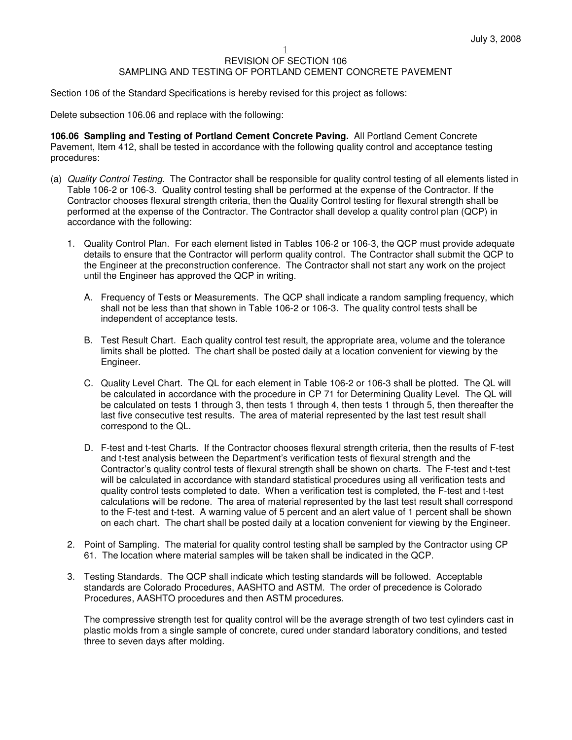July 3, 2008

REVISION OF SECTION 106
SAMPLING AND TESTING OF PORTLAND CEMENT CONCRETE PAVEMENT

Section 106 of the Standard Specifications is hereby revised for this project as follows:

Delete subsection 106.06 and replace with the following:

**106.06 Sampling and Testing of Portland Cement Concrete Paving.** All Portland Cement Concrete Pavement, Item 412, shall be tested in accordance with the following quality control and acceptance testing procedures:

(a) *Quality Control Testing*. The Contractor shall be responsible for quality control testing of all elements listed in Table 106-2 or 106-3. Quality control testing shall be performed at the expense of the Contractor. If the Contractor chooses flexural strength criteria, then the Quality Control testing for flexural strength shall be performed at the expense of the Contractor. The Contractor shall develop a quality control plan (QCP) in accordance with the following:

1. Quality Control Plan. For each element listed in Tables 106-2 or 106-3, the QCP must provide adequate details to ensure that the Contractor will perform quality control. The Contractor shall submit the QCP to the Engineer at the preconstruction conference. The Contractor shall not start any work on the project until the Engineer has approved the QCP in writing.

   A. Frequency of Tests or Measurements. The QCP shall indicate a random sampling frequency, which shall not be less than that shown in Table 106-2 or 106-3. The quality control tests shall be independent of acceptance tests.

   B. Test Result Chart. Each quality control test result, the appropriate area, volume and the tolerance limits shall be plotted. The chart shall be posted daily at a location convenient for viewing by the Engineer.

   C. Quality Level Chart. The QL for each element in Table 106-2 or 106-3 shall be plotted. The QL will be calculated in accordance with the procedure in CP 71 for Determining Quality Level. The QL will be calculated on tests 1 through 3, then tests 1 through 4, then tests 1 through 5, then thereafter the last five consecutive test results. The area of material represented by the last test result shall correspond to the QL.

   D. F-test and t-test Charts. If the Contractor chooses flexural strength criteria, then the results of F-test and t-test analysis between the Department's verification tests of flexural strength and the Contractor's quality control tests of flexural strength shall be shown on charts. The F-test and t-test will be calculated in accordance with standard statistical procedures using all verification tests and quality control tests completed to date. When a verification test is completed, the F-test and t-test calculations will be redone. The area of material represented by the last test result shall correspond to the F-test and t-test. A warning value of 5 percent and an alert value of 1 percent shall be shown on each chart. The chart shall be posted daily at a location convenient for viewing by the Engineer.

2. Point of Sampling. The material for quality control testing shall be sampled by the Contractor using CP 61. The location where material samples will be taken shall be indicated in the QCP.

3. Testing Standards. The QCP shall indicate which testing standards will be followed. Acceptable standards are Colorado Procedures, AASHTO and ASTM. The order of precedence is Colorado Procedures, AASHTO procedures and then ASTM procedures.

   The compressive strength test for quality control will be the average strength of two test cylinders cast in plastic molds from a single sample of concrete, cured under standard laboratory conditions, and tested three to seven days after molding.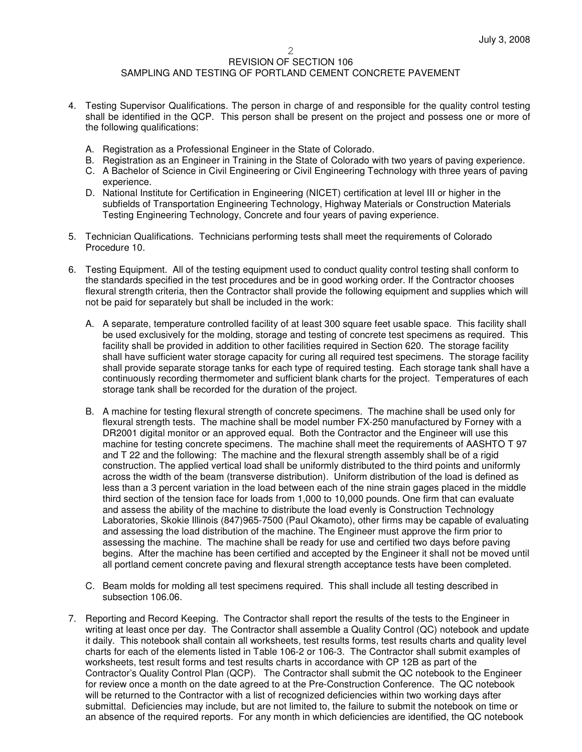REVISION OF SECTION 106
SAMPLING AND TESTING OF PORTLAND CEMENT CONCRETE PAVEMENT

4. Testing Supervisor Qualifications. The person in charge of and responsible for the quality control testing shall be identified in the QCP. This person shall be present on the project and possess one or more of the following qualifications:

   A. Registration as a Professional Engineer in the State of Colorado.
   B. Registration as an Engineer in Training in the State of Colorado with two years of paving experience.
   C. A Bachelor of Science in Civil Engineering or Civil Engineering Technology with three years of paving experience.
   D. National Institute for Certification in Engineering (NICET) certification at level III or higher in the subfields of Transportation Engineering Technology, Highway Materials or Construction Materials Testing Engineering Technology, Concrete and four years of paving experience.

5. Technician Qualifications. Technicians performing tests shall meet the requirements of Colorado Procedure 10.

6. Testing Equipment. All of the testing equipment used to conduct quality control testing shall conform to the standards specified in the test procedures and be in good working order. If the Contractor chooses flexural strength criteria, then the Contractor shall provide the following equipment and supplies which will not be paid for separately but shall be included in the work:

   A. A separate, temperature controlled facility of at least 300 square feet usable space. This facility shall be used exclusively for the molding, storage and testing of concrete test specimens as required. This facility shall be provided in addition to other facilities required in Section 620. The storage facility shall have sufficient water storage capacity for curing all required test specimens. The storage facility shall provide separate storage tanks for each type of required testing. Each storage tank shall have a continuously recording thermometer and sufficient blank charts for the project. Temperatures of each storage tank shall be recorded for the duration of the project.

   B. A machine for testing flexural strength of concrete specimens. The machine shall be used only for flexural strength tests. The machine shall be model number FX-250 manufactured by Forney with a DR2001 digital monitor or an approved equal. Both the Contractor and the Engineer will use this machine for testing concrete specimens. The machine shall meet the requirements of AASHTO T 97 and T 22 and the following: The machine and the flexural strength assembly shall be of a rigid construction. The applied vertical load shall be uniformly distributed to the third points and uniformly across the width of the beam (transverse distribution). Uniform distribution of the load is defined as less than a 3 percent variation in the load between each of the nine strain gages placed in the middle third section of the tension face for loads from 1,000 to 10,000 pounds. One firm that can evaluate and assess the ability of the machine to distribute the load evenly is Construction Technology Laboratories, Skokie Illinois (847)965-7500 (Paul Okamoto), other firms may be capable of evaluating and assessing the load distribution of the machine. The Engineer must approve the firm prior to assessing the machine. The machine shall be ready for use and certified two days before paving begins. After the machine has been certified and accepted by the Engineer it shall not be moved until all portland cement concrete paving and flexural strength acceptance tests have been completed.

   C. Beam molds for molding all test specimens required. This shall include all testing described in subsection 106.06.

7. Reporting and Record Keeping. The Contractor shall report the results of the tests to the Engineer in writing at least once per day. The Contractor shall assemble a Quality Control (QC) notebook and update it daily. This notebook shall contain all worksheets, test results forms, test results charts and quality level charts for each of the elements listed in Table 106-2 or 106-3. The Contractor shall submit examples of worksheets, test result forms and test results charts in accordance with CP 12B as part of the Contractor's Quality Control Plan (QCP). The Contractor shall submit the QC notebook to the Engineer for review once a month on the date agreed to at the Pre-Construction Conference. The QC notebook will be returned to the Contractor with a list of recognized deficiencies within two working days after submittal. Deficiencies may include, but are not limited to, the failure to submit the notebook on time or an absence of the required reports. For any month in which deficiencies are identified, the QC notebook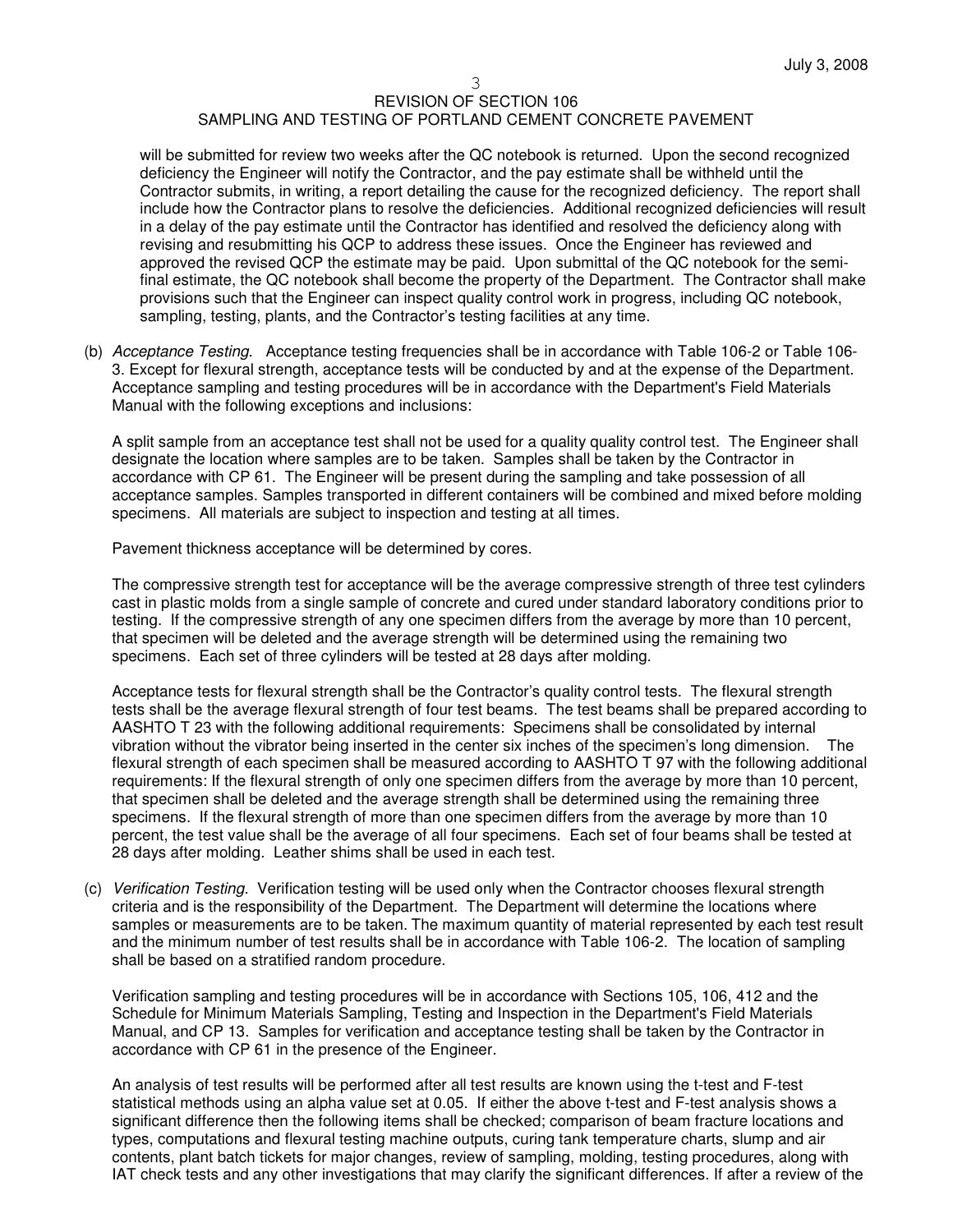will be submitted for review two weeks after the QC notebook is returned. Upon the second recognized deficiency the Engineer will notify the Contractor, and the pay estimate shall be withheld until the Contractor submits, in writing, a report detailing the cause for the recognized deficiency. The report shall include how the Contractor plans to resolve the deficiencies. Additional recognized deficiencies will result in a delay of the pay estimate until the Contractor has identified and resolved the deficiency along with revising and resubmitting his QCP to address these issues. Once the Engineer has reviewed and approved the revised QCP the estimate may be paid. Upon submittal of the QC notebook for the semi-final estimate, the QC notebook shall become the property of the Department. The Contractor shall make provisions such that the Engineer can inspect quality control work in progress, including QC notebook, sampling, testing, plants, and the Contractor's testing facilities at any time.

(b) *Acceptance Testing*. Acceptance testing frequencies shall be in accordance with Table 106-2 or Table 106-3. Except for flexural strength, acceptance tests will be conducted by and at the expense of the Department. Acceptance sampling and testing procedures will be in accordance with the Department's Field Materials Manual with the following exceptions and inclusions:

A split sample from an acceptance test shall not be used for a quality quality control test. The Engineer shall designate the location where samples are to be taken. Samples shall be taken by the Contractor in accordance with CP 61. The Engineer will be present during the sampling and take possession of all acceptance samples. Samples transported in different containers will be combined and mixed before molding specimens. All materials are subject to inspection and testing at all times.

Pavement thickness acceptance will be determined by cores.

The compressive strength test for acceptance will be the average compressive strength of three test cylinders cast in plastic molds from a single sample of concrete and cured under standard laboratory conditions prior to testing. If the compressive strength of any one specimen differs from the average by more than 10 percent, that specimen will be deleted and the average strength will be determined using the remaining two specimens. Each set of three cylinders will be tested at 28 days after molding.

Acceptance tests for flexural strength shall be the Contractor's quality control tests. The flexural strength tests shall be the average flexural strength of four test beams. The test beams shall be prepared according to AASHTO T 23 with the following additional requirements: Specimens shall be consolidated by internal vibration without the vibrator being inserted in the center six inches of the specimen's long dimension. The flexural strength of each specimen shall be measured according to AASHTO T 97 with the following additional requirements: If the flexural strength of only one specimen differs from the average by more than 10 percent, that specimen shall be deleted and the average strength shall be determined using the remaining three specimens. If the flexural strength of more than one specimen differs from the average by more than 10 percent, the test value shall be the average of all four specimens. Each set of four beams shall be tested at 28 days after molding. Leather shims shall be used in each test.

(c) *Verification Testing*. Verification testing will be used only when the Contractor chooses flexural strength criteria and is the responsibility of the Department. The Department will determine the locations where samples or measurements are to be taken. The maximum quantity of material represented by each test result and the minimum number of test results shall be in accordance with Table 106-2. The location of sampling shall be based on a stratified random procedure.

Verification sampling and testing procedures will be in accordance with Sections 105, 106, 412 and the Schedule for Minimum Materials Sampling, Testing and Inspection in the Department's Field Materials Manual, and CP 13. Samples for verification and acceptance testing shall be taken by the Contractor in accordance with CP 61 in the presence of the Engineer.

An analysis of test results will be performed after all test results are known using the t-test and F-test statistical methods using an alpha value set at 0.05. If either the above t-test and F-test analysis shows a significant difference then the following items shall be checked; comparison of beam fracture locations and types, computations and flexural testing machine outputs, curing tank temperature charts, slump and air contents, plant batch tickets for major changes, review of sampling, molding, testing procedures, along with IAT check tests and any other investigations that may clarify the significant differences. If after a review of the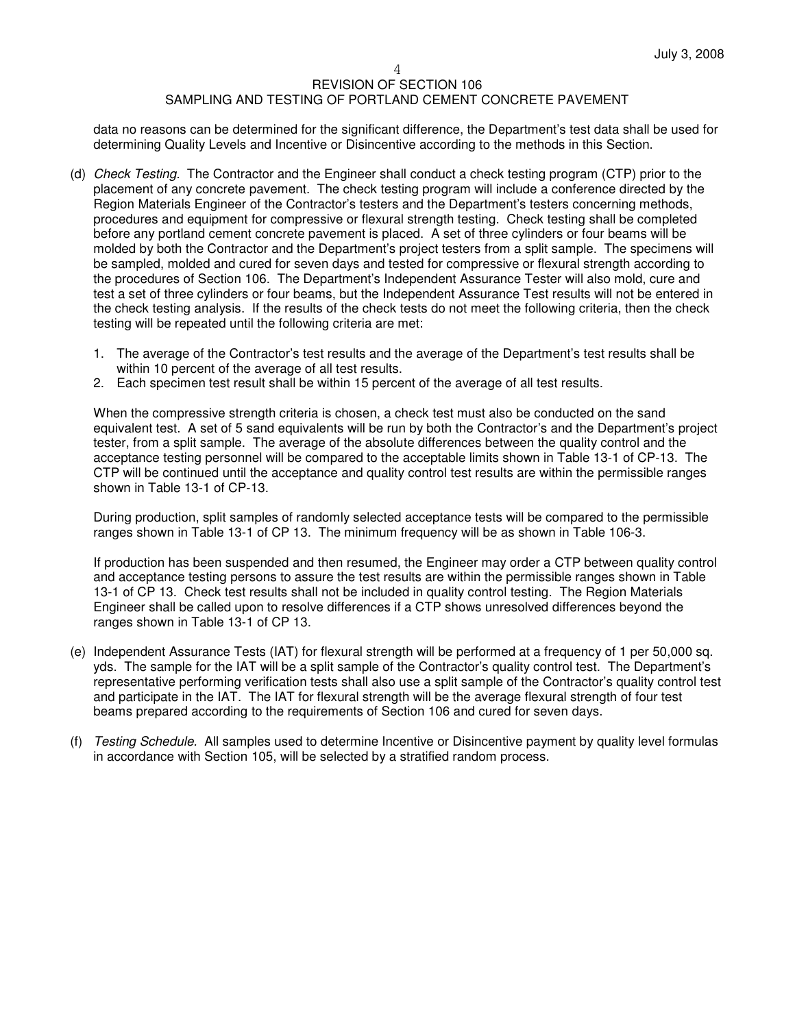data no reasons can be determined for the significant difference, the Department's test data shall be used for determining Quality Levels and Incentive or Disincentive according to the methods in this Section.

(d) *Check Testing.* The Contractor and the Engineer shall conduct a check testing program (CTP) prior to the placement of any concrete pavement. The check testing program will include a conference directed by the Region Materials Engineer of the Contractor's testers and the Department's testers concerning methods, procedures and equipment for compressive or flexural strength testing. Check testing shall be completed before any portland cement concrete pavement is placed. A set of three cylinders or four beams will be molded by both the Contractor and the Department's project testers from a split sample. The specimens will be sampled, molded and cured for seven days and tested for compressive or flexural strength according to the procedures of Section 106. The Department's Independent Assurance Tester will also mold, cure and test a set of three cylinders or four beams, but the Independent Assurance Test results will not be entered in the check testing analysis. If the results of the check tests do not meet the following criteria, then the check testing will be repeated until the following criteria are met:

1. The average of the Contractor's test results and the average of the Department's test results shall be within 10 percent of the average of all test results.
2. Each specimen test result shall be within 15 percent of the average of all test results.

When the compressive strength criteria is chosen, a check test must also be conducted on the sand equivalent test. A set of 5 sand equivalents will be run by both the Contractor's and the Department's project tester, from a split sample. The average of the absolute differences between the quality control and the acceptance testing personnel will be compared to the acceptable limits shown in Table 13-1 of CP-13. The CTP will be continued until the acceptance and quality control test results are within the permissible ranges shown in Table 13-1 of CP-13.

During production, split samples of randomly selected acceptance tests will be compared to the permissible ranges shown in Table 13-1 of CP 13. The minimum frequency will be as shown in Table 106-3.

If production has been suspended and then resumed, the Engineer may order a CTP between quality control and acceptance testing persons to assure the test results are within the permissible ranges shown in Table 13-1 of CP 13. Check test results shall not be included in quality control testing. The Region Materials Engineer shall be called upon to resolve differences if a CTP shows unresolved differences beyond the ranges shown in Table 13-1 of CP 13.

(e) Independent Assurance Tests (IAT) for flexural strength will be performed at a frequency of 1 per 50,000 sq. yds. The sample for the IAT will be a split sample of the Contractor's quality control test. The Department's representative performing verification tests shall also use a split sample of the Contractor's quality control test and participate in the IAT. The IAT for flexural strength will be the average flexural strength of four test beams prepared according to the requirements of Section 106 and cured for seven days.

(f) *Testing Schedule.* All samples used to determine Incentive or Disincentive payment by quality level formulas in accordance with Section 105, will be selected by a stratified random process.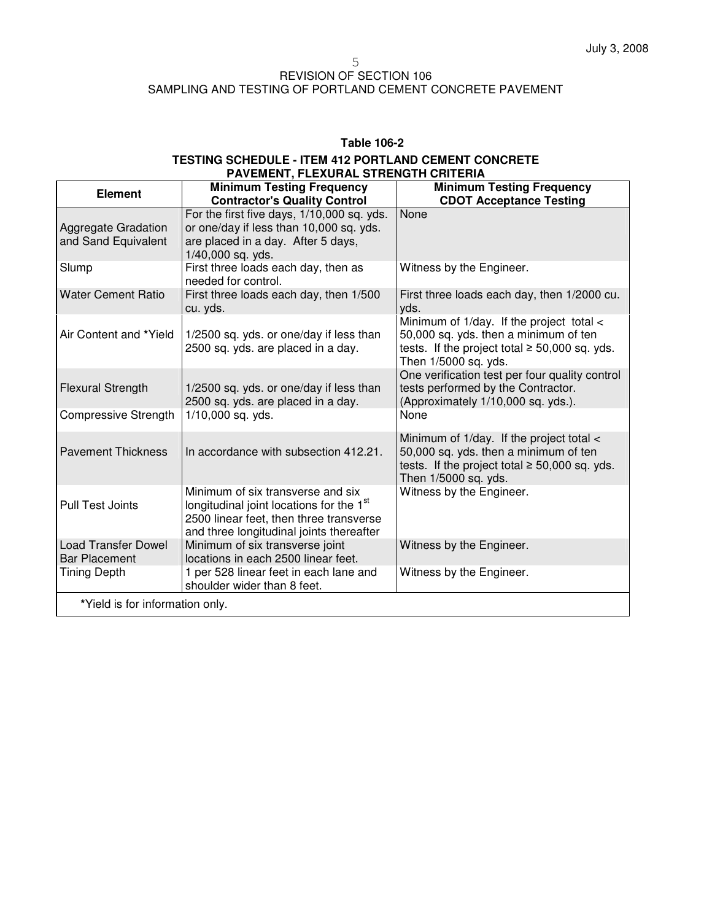REVISION OF SECTION 106
SAMPLING AND TESTING OF PORTLAND CEMENT CONCRETE PAVEMENT

**Table 106-2**

**TESTING SCHEDULE - ITEM 412 PORTLAND CEMENT CONCRETE PAVEMENT, FLEXURAL STRENGTH CRITERIA**

| Element | Minimum Testing Frequency Contractor's Quality Control | Minimum Testing Frequency CDOT Acceptance Testing |
|---|---|---|
| Aggregate Gradation and Sand Equivalent | For the first five days, 1/10,000 sq. yds. or one/day if less than 10,000 sq. yds. are placed in a day. After 5 days, 1/40,000 sq. yds. | None |
| Slump | First three loads each day, then as needed for control. | Witness by the Engineer. |
| Water Cement Ratio | First three loads each day, then 1/500 cu. yds. | First three loads each day, then 1/2000 cu. yds. |
| Air Content and *Yield | 1/2500 sq. yds. or one/day if less than 2500 sq. yds. are placed in a day. | Minimum of 1/day. If the project total < 50,000 sq. yds. then a minimum of ten tests. If the project total ≥ 50,000 sq. yds. Then 1/5000 sq. yds. |
| Flexural Strength | 1/2500 sq. yds. or one/day if less than 2500 sq. yds. are placed in a day. | One verification test per four quality control tests performed by the Contractor. (Approximately 1/10,000 sq. yds.). |
| Compressive Strength | 1/10,000 sq. yds. | None |
| Pavement Thickness | In accordance with subsection 412.21. | Minimum of 1/day. If the project total < 50,000 sq. yds. then a minimum of ten tests. If the project total ≥ 50,000 sq. yds. Then 1/5000 sq. yds. |
| Pull Test Joints | Minimum of six transverse and six longitudinal joint locations for the 1st 2500 linear feet, then three transverse and three longitudinal joints thereafter | Witness by the Engineer. |
| Load Transfer Dowel Bar Placement | Minimum of six transverse joint locations in each 2500 linear feet. | Witness by the Engineer. |
| Tining Depth | 1 per 528 linear feet in each lane and shoulder wider than 8 feet. | Witness by the Engineer. |

*Yield is for information only.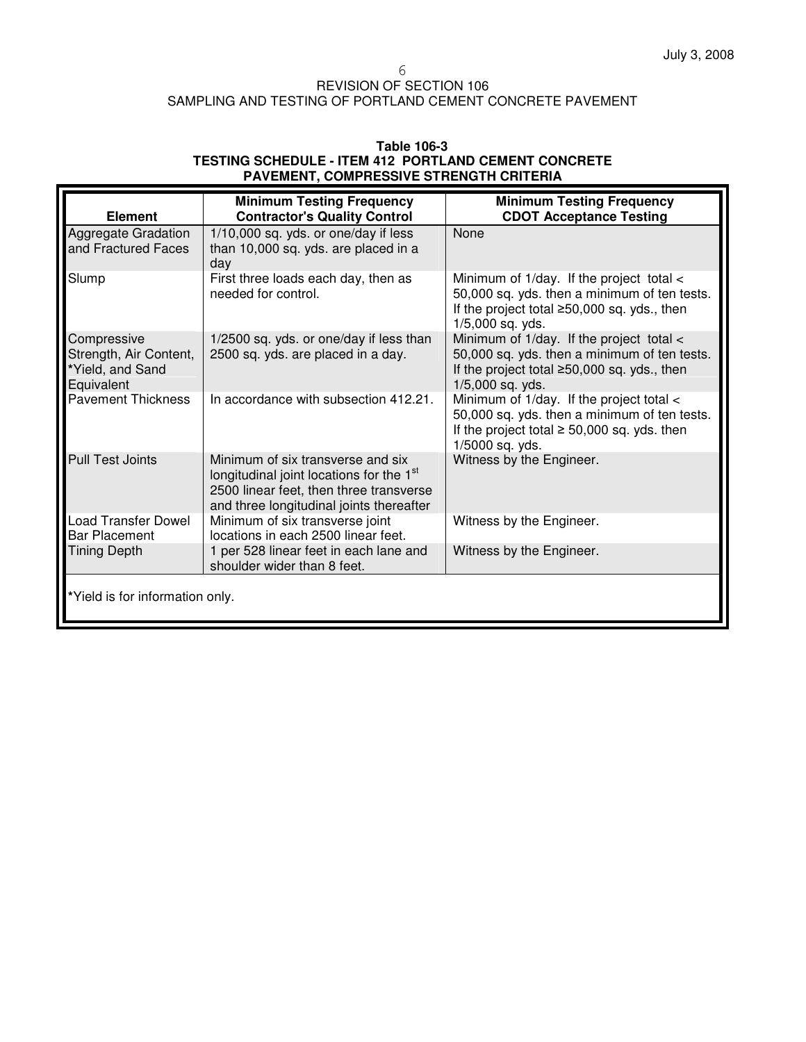REVISION OF SECTION 106
SAMPLING AND TESTING OF PORTLAND CEMENT CONCRETE PAVEMENT

**Table 106-3**
**TESTING SCHEDULE - ITEM 412 PORTLAND CEMENT CONCRETE PAVEMENT, COMPRESSIVE STRENGTH CRITERIA**

| Element | Minimum Testing Frequency Contractor's Quality Control | Minimum Testing Frequency CDOT Acceptance Testing |
|---|---|---|
| Aggregate Gradation and Fractured Faces | 1/10,000 sq. yds. or one/day if less than 10,000 sq. yds. are placed in a day | None |
| Slump | First three loads each day, then as needed for control. | Minimum of 1/day. If the project total < 50,000 sq. yds. then a minimum of ten tests. If the project total ≥50,000 sq. yds., then 1/5,000 sq. yds. |
| Compressive Strength, Air Content, *Yield, and Sand Equivalent | 1/2500 sq. yds. or one/day if less than 2500 sq. yds. are placed in a day. | Minimum of 1/day. If the project total < 50,000 sq. yds. then a minimum of ten tests. If the project total ≥50,000 sq. yds., then 1/5,000 sq. yds. |
| Pavement Thickness | In accordance with subsection 412.21. | Minimum of 1/day. If the project total < 50,000 sq. yds. then a minimum of ten tests. If the project total ≥ 50,000 sq. yds. then 1/5000 sq. yds. |
| Pull Test Joints | Minimum of six transverse and six longitudinal joint locations for the 1st 2500 linear feet, then three transverse and three longitudinal joints thereafter | Witness by the Engineer. |
| Load Transfer Dowel Bar Placement | Minimum of six transverse joint locations in each 2500 linear feet. | Witness by the Engineer. |
| Tining Depth | 1 per 528 linear feet in each lane and shoulder wider than 8 feet. | Witness by the Engineer. |

*Yield is for information only.